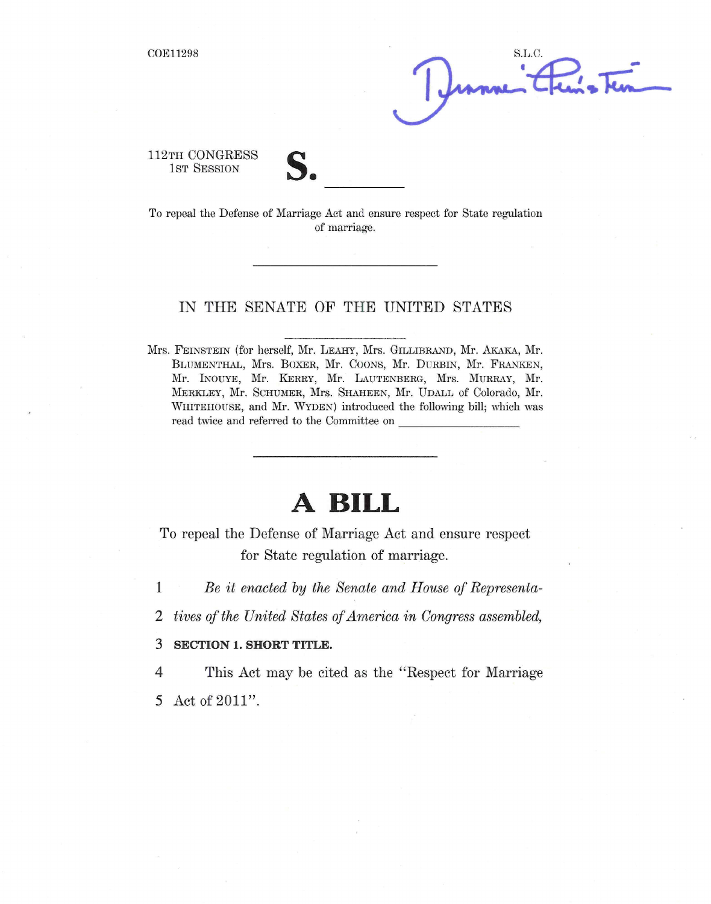COE11298

S.L.C.

112TH CONGRESS
1ST SESSION

# S. \_\_\_\_\_\_

To repeal the Defense of Marriage Act and ensure respect for State regulation of marriage.

---

IN THE SENATE OF THE UNITED STATES

---

Mrs. FEINSTEIN (for herself, Mr. LEAHY, Mrs. GILLIBRAND, Mr. AKAKA, Mr. BLUMENTHAL, Mrs. BOXER, Mr. COONS, Mr. DURBIN, Mr. FRANKEN, Mr. INOUYE, Mr. KERRY, Mr. LAUTENBERG, Mrs. MURRAY, Mr. MERKLEY, Mr. SCHUMER, Mrs. SHAHEEN, Mr. UDALL of Colorado, Mr. WHITEHOUSE, and Mr. WYDEN) introduced the following bill; which was read twice and referred to the Committee on \_\_\_\_\_\_\_\_\_\_\_\_\_\_\_\_\_\_\_\_

---

# A BILL

To repeal the Defense of Marriage Act and ensure respect for State regulation of marriage.

1 *Be it enacted by the Senate and House of Representa-*
2 *tives of the United States of America in Congress assembled,*
3 **SECTION 1. SHORT TITLE.**
4 This Act may be cited as the "Respect for Marriage
5 Act of 2011".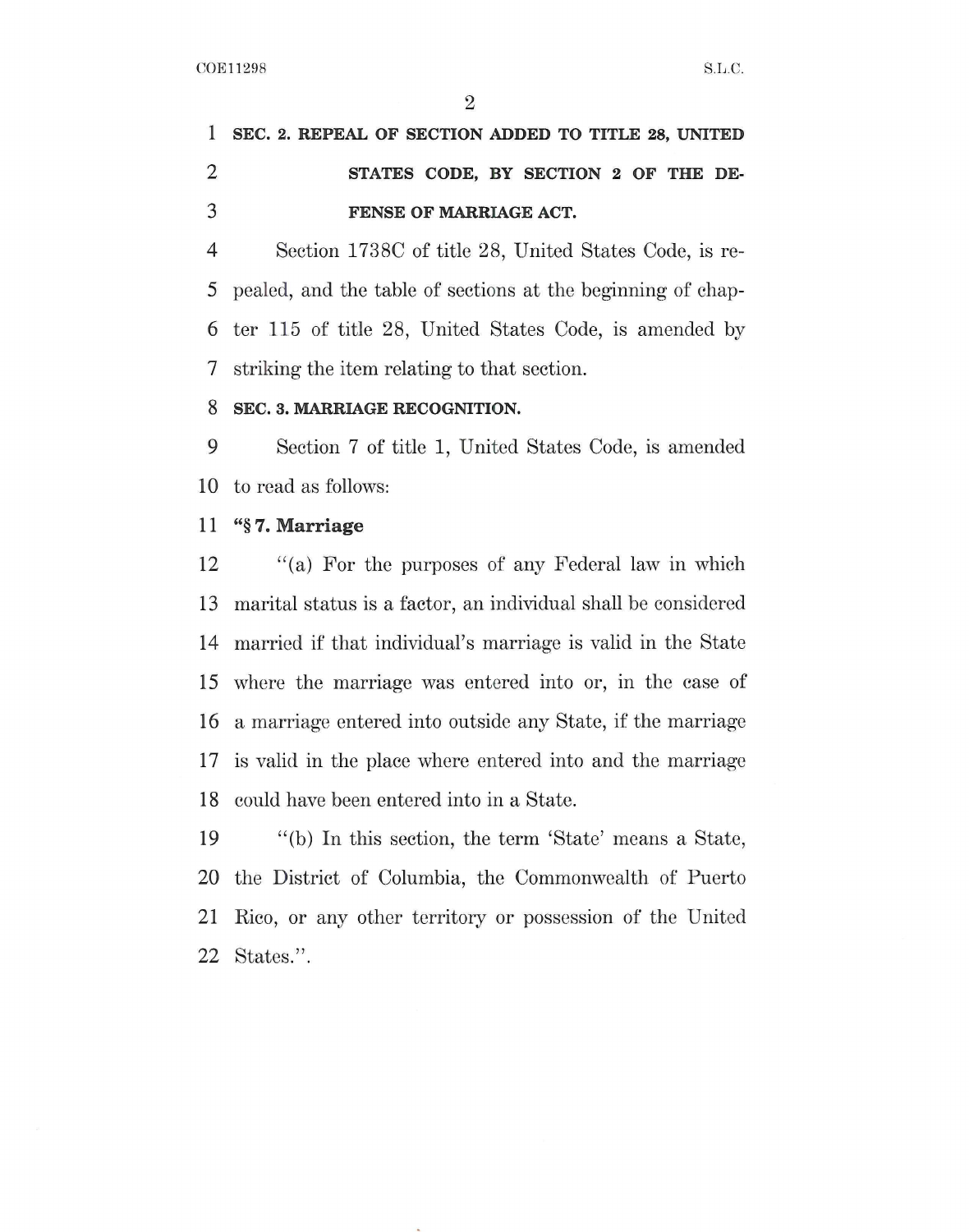**SEC. 2. REPEAL OF SECTION ADDED TO TITLE 28, UNITED STATES CODE, BY SECTION 2 OF THE DEFENSE OF MARRIAGE ACT.**

Section 1738C of title 28, United States Code, is repealed, and the table of sections at the beginning of chapter 115 of title 28, United States Code, is amended by striking the item relating to that section.

**SEC. 3. MARRIAGE RECOGNITION.**

Section 7 of title 1, United States Code, is amended to read as follows:

**"§ 7. Marriage**

"(a) For the purposes of any Federal law in which marital status is a factor, an individual shall be considered married if that individual's marriage is valid in the State where the marriage was entered into or, in the case of a marriage entered into outside any State, if the marriage is valid in the place where entered into and the marriage could have been entered into in a State.

"(b) In this section, the term 'State' means a State, the District of Columbia, the Commonwealth of Puerto Rico, or any other territory or possession of the United States.".